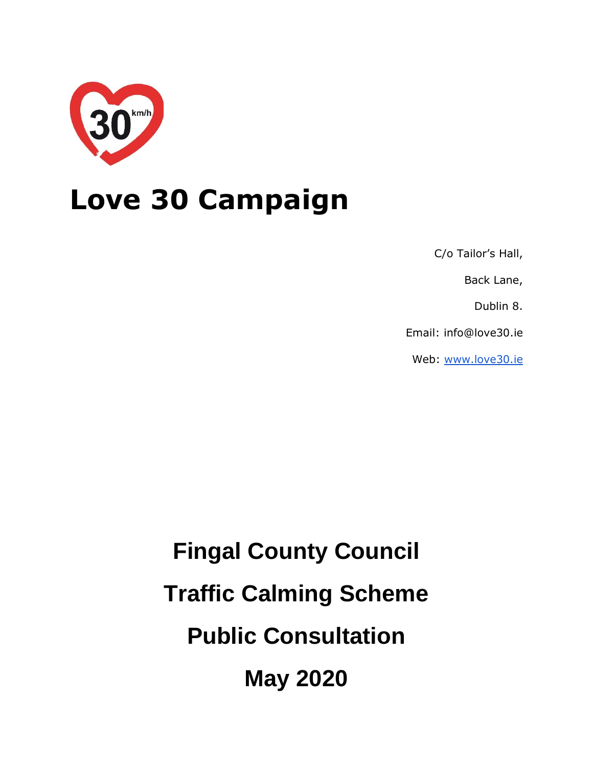# Love 30 Campaign

C/o Tailor's Hall,

Back Lane,

Dublin 8.

Email: info@love30.ie

Web: www.love30.ie

## Fingal County Council

## Traffic Calming Scheme

## Public Consultation

## May 2020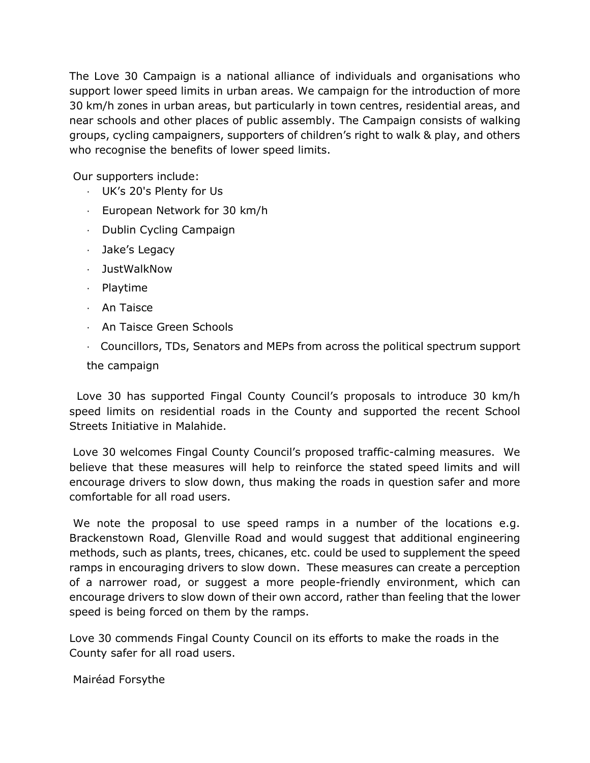The Love 30 Campaign is a national alliance of individuals and organisations who support lower speed limits in urban areas. We campaign for the introduction of more 30 km/h zones in urban areas, but particularly in town centres, residential areas, and near schools and other places of public assembly. The Campaign consists of walking groups, cycling campaigners, supporters of children's right to walk & play, and others who recognise the benefits of lower speed limits.

Our supporters include:

- UK's 20's Plenty for Us
- European Network for 30 km/h
- Dublin Cycling Campaign
- Jake's Legacy
- JustWalkNow
- Playtime
- An Taisce
- An Taisce Green Schools
- Councillors, TDs, Senators and MEPs from across the political spectrum support the campaign

Love 30 has supported Fingal County Council's proposals to introduce 30 km/h speed limits on residential roads in the County and supported the recent School Streets Initiative in Malahide.

Love 30 welcomes Fingal County Council's proposed traffic-calming measures. We believe that these measures will help to reinforce the stated speed limits and will encourage drivers to slow down, thus making the roads in question safer and more comfortable for all road users.

We note the proposal to use speed ramps in a number of the locations e.g. Brackenstown Road, Glenville Road and would suggest that additional engineering methods, such as plants, trees, chicanes, etc. could be used to supplement the speed ramps in encouraging drivers to slow down. These measures can create a perception of a narrower road, or suggest a more people-friendly environment, which can encourage drivers to slow down of their own accord, rather than feeling that the lower speed is being forced on them by the ramps.

Love 30 commends Fingal County Council on its efforts to make the roads in the County safer for all road users.

Mairéad Forsythe